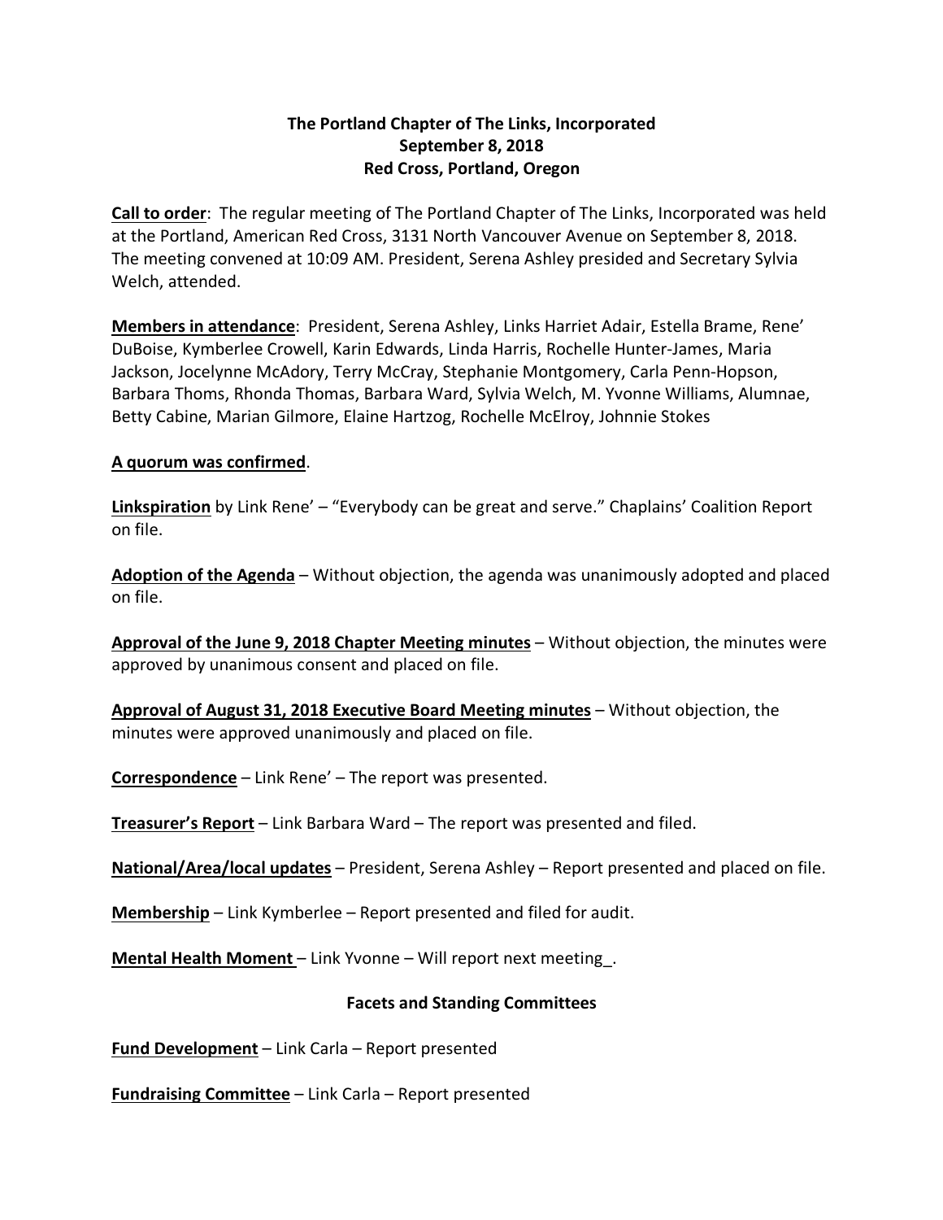**The Portland Chapter of The Links, Incorporated**
**September 8, 2018**
**Red Cross, Portland, Oregon**

**Call to order**: The regular meeting of The Portland Chapter of The Links, Incorporated was held at the Portland, American Red Cross, 3131 North Vancouver Avenue on September 8, 2018. The meeting convened at 10:09 AM. President, Serena Ashley presided and Secretary Sylvia Welch, attended.

**Members in attendance**: President, Serena Ashley, Links Harriet Adair, Estella Brame, Rene' DuBoise, Kymberlee Crowell, Karin Edwards, Linda Harris, Rochelle Hunter-James, Maria Jackson, Jocelynne McAdory, Terry McCray, Stephanie Montgomery, Carla Penn-Hopson, Barbara Thoms, Rhonda Thomas, Barbara Ward, Sylvia Welch, M. Yvonne Williams, Alumnae, Betty Cabine, Marian Gilmore, Elaine Hartzog, Rochelle McElroy, Johnnie Stokes

**A quorum was confirmed**.

**Linkspiration** by Link Rene' – "Everybody can be great and serve." Chaplains' Coalition Report on file.

**Adoption of the Agenda** – Without objection, the agenda was unanimously adopted and placed on file.

**Approval of the June 9, 2018 Chapter Meeting minutes** – Without objection, the minutes were approved by unanimous consent and placed on file.

**Approval of August 31, 2018 Executive Board Meeting minutes** – Without objection, the minutes were approved unanimously and placed on file.

**Correspondence** – Link Rene' – The report was presented.

**Treasurer's Report** – Link Barbara Ward – The report was presented and filed.

**National/Area/local updates** – President, Serena Ashley – Report presented and placed on file.

**Membership** – Link Kymberlee – Report presented and filed for audit.

**Mental Health Moment** – Link Yvonne – Will report next meeting_.

**Facets and Standing Committees**

**Fund Development** – Link Carla – Report presented

**Fundraising Committee** – Link Carla – Report presented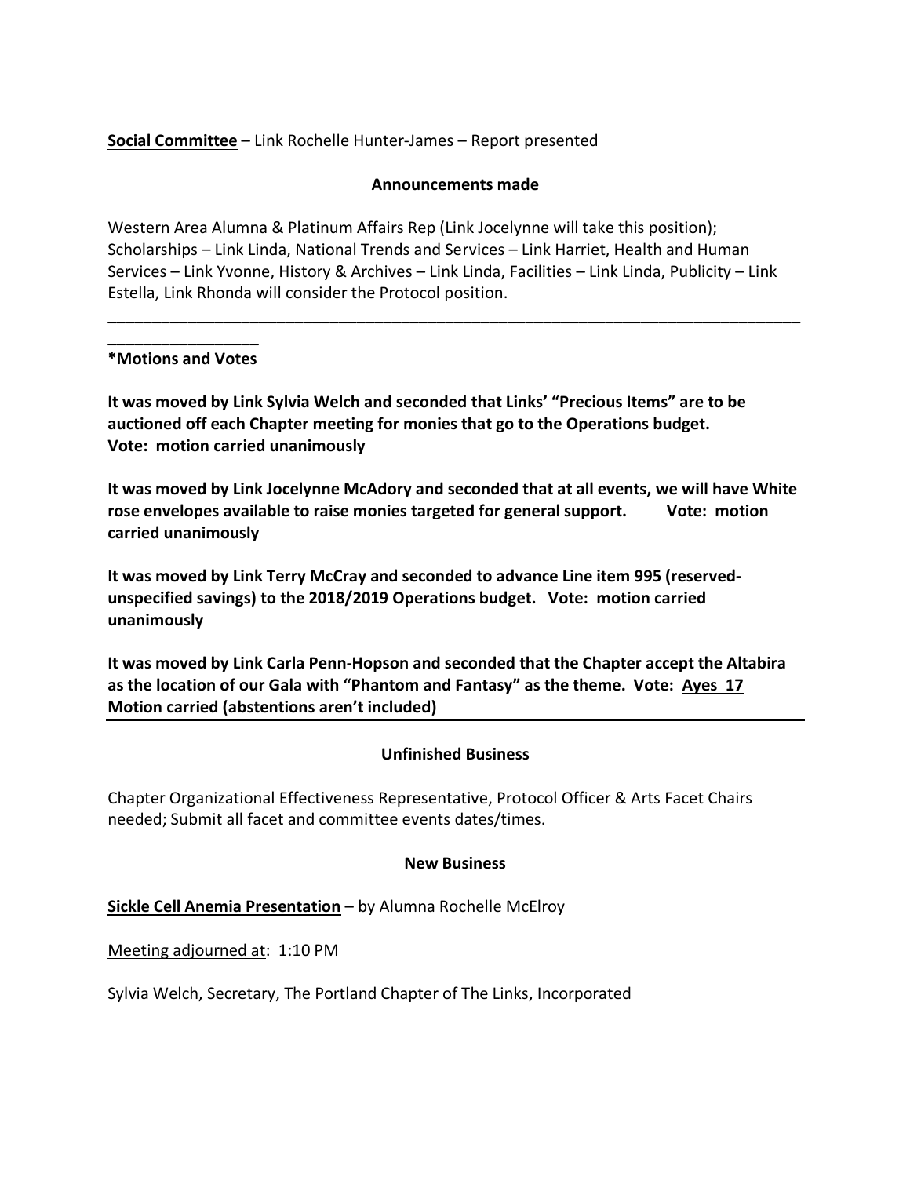**<u>Social Committee</u>** – Link Rochelle Hunter-James – Report presented

**Announcements made**

Western Area Alumna & Platinum Affairs Rep (Link Jocelynne will take this position); Scholarships – Link Linda, National Trends and Services – Link Harriet, Health and Human Services – Link Yvonne, History & Archives – Link Linda, Facilities – Link Linda, Publicity – Link Estella, Link Rhonda will consider the Protocol position.

---

**\*Motions and Votes**

**It was moved by Link Sylvia Welch and seconded that Links' "Precious Items" are to be auctioned off each Chapter meeting for monies that go to the Operations budget. Vote: motion carried unanimously**

**It was moved by Link Jocelynne McAdory and seconded that at all events, we will have White rose envelopes available to raise monies targeted for general support. Vote: motion carried unanimously**

**It was moved by Link Terry McCray and seconded to advance Line item 995 (reserved-unspecified savings) to the 2018/2019 Operations budget. Vote: motion carried unanimously**

**It was moved by Link Carla Penn-Hopson and seconded that the Chapter accept the Altabira as the location of our Gala with "Phantom and Fantasy" as the theme. Vote: <u>Ayes 17</u> Motion carried (abstentions aren't included)**

---

**Unfinished Business**

Chapter Organizational Effectiveness Representative, Protocol Officer & Arts Facet Chairs needed; Submit all facet and committee events dates/times.

**New Business**

**<u>Sickle Cell Anemia Presentation</u>** – by Alumna Rochelle McElroy

<u>Meeting adjourned at</u>: 1:10 PM

Sylvia Welch, Secretary, The Portland Chapter of The Links, Incorporated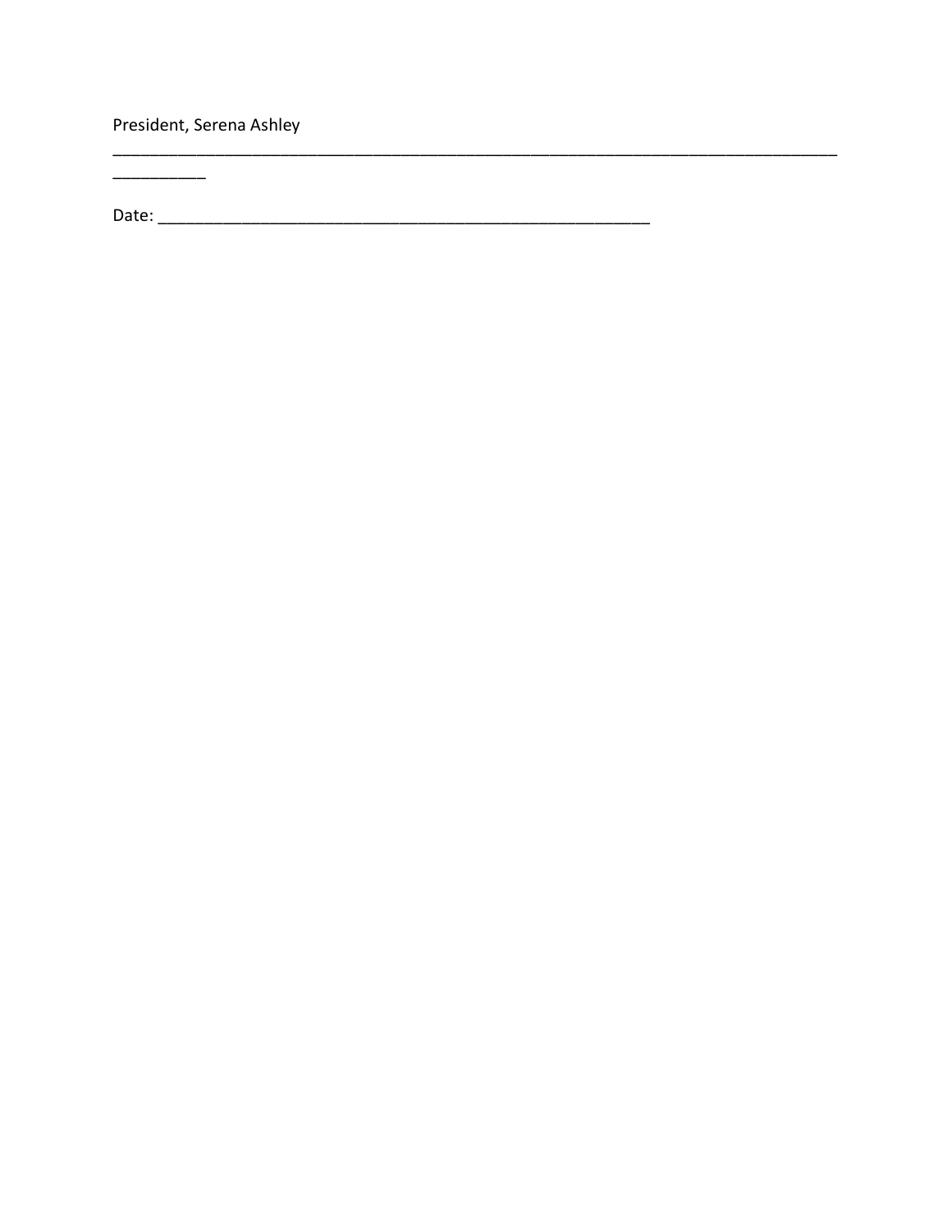President, Serena Ashley

___________________________________________________________________________________

Date: _______________________________________________________